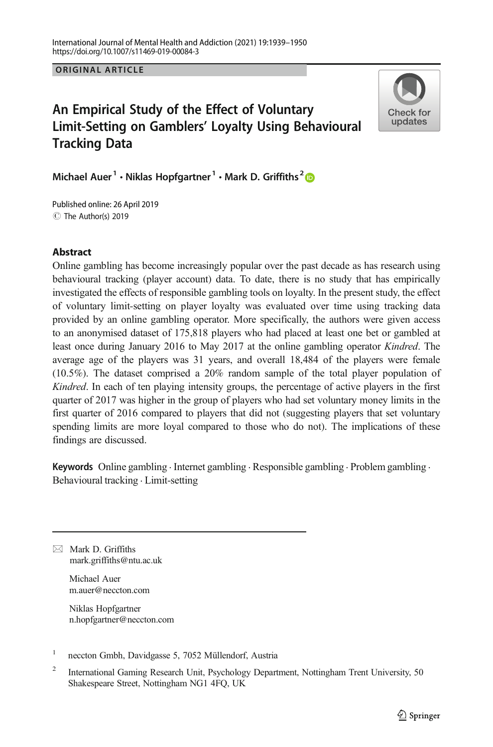ORIGINAL ARTICLE

# An Empirical Study of the Effect of Voluntary Limit-Setting on Gamblers' Loyalty Using Behavioural Tracking Data

**Michael Auer**[1] **· Niklas Hopfgartner**[1] **· Mark D. Griffiths**[2]

Published online: 26 April 2019
© The Author(s) 2019

## Abstract

Online gambling has become increasingly popular over the past decade as has research using behavioural tracking (player account) data. To date, there is no study that has empirically investigated the effects of responsible gambling tools on loyalty. In the present study, the effect of voluntary limit-setting on player loyalty was evaluated over time using tracking data provided by an online gambling operator. More specifically, the authors were given access to an anonymised dataset of 175,818 players who had placed at least one bet or gambled at least once during January 2016 to May 2017 at the online gambling operator *Kindred*. The average age of the players was 31 years, and overall 18,484 of the players were female (10.5%). The dataset comprised a 20% random sample of the total player population of *Kindred*. In each of ten playing intensity groups, the percentage of active players in the first quarter of 2017 was higher in the group of players who had set voluntary money limits in the first quarter of 2016 compared to players that did not (suggesting players that set voluntary spending limits are more loyal compared to those who do not). The implications of these findings are discussed.

**Keywords** Online gambling · Internet gambling · Responsible gambling · Problem gambling · Behavioural tracking · Limit-setting

---

✉ Mark D. Griffiths
mark.griffiths@ntu.ac.uk

Michael Auer
m.auer@neccton.com

Niklas Hopfgartner
n.hopfgartner@neccton.com

[1] neccton Gmbh, Davidgasse 5, 7052 Müllendorf, Austria

[2] International Gaming Research Unit, Psychology Department, Nottingham Trent University, 50 Shakespeare Street, Nottingham NG1 4FQ, UK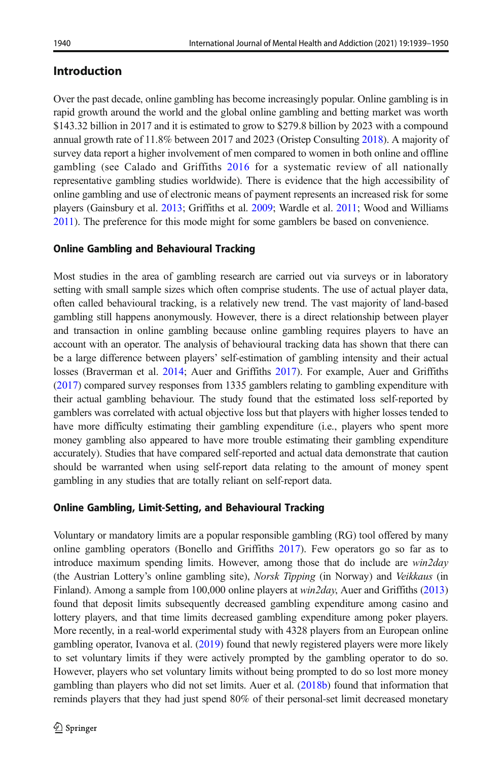## Introduction

Over the past decade, online gambling has become increasingly popular. Online gambling is in rapid growth around the world and the global online gambling and betting market was worth $143.32 billion in 2017 and it is estimated to grow to $279.8 billion by 2023 with a compound annual growth rate of 11.8% between 2017 and 2023 (Oristep Consulting 2018). A majority of survey data report a higher involvement of men compared to women in both online and offline gambling (see Calado and Griffiths 2016 for a systematic review of all nationally representative gambling studies worldwide). There is evidence that the high accessibility of online gambling and use of electronic means of payment represents an increased risk for some players (Gainsbury et al. 2013; Griffiths et al. 2009; Wardle et al. 2011; Wood and Williams 2011). The preference for this mode might for some gamblers be based on convenience.

### Online Gambling and Behavioural Tracking

Most studies in the area of gambling research are carried out via surveys or in laboratory setting with small sample sizes which often comprise students. The use of actual player data, often called behavioural tracking, is a relatively new trend. The vast majority of land-based gambling still happens anonymously. However, there is a direct relationship between player and transaction in online gambling because online gambling requires players to have an account with an operator. The analysis of behavioural tracking data has shown that there can be a large difference between players' self-estimation of gambling intensity and their actual losses (Braverman et al. 2014; Auer and Griffiths 2017). For example, Auer and Griffiths (2017) compared survey responses from 1335 gamblers relating to gambling expenditure with their actual gambling behaviour. The study found that the estimated loss self-reported by gamblers was correlated with actual objective loss but that players with higher losses tended to have more difficulty estimating their gambling expenditure (i.e., players who spent more money gambling also appeared to have more trouble estimating their gambling expenditure accurately). Studies that have compared self-reported and actual data demonstrate that caution should be warranted when using self-report data relating to the amount of money spent gambling in any studies that are totally reliant on self-report data.

### Online Gambling, Limit-Setting, and Behavioural Tracking

Voluntary or mandatory limits are a popular responsible gambling (RG) tool offered by many online gambling operators (Bonello and Griffiths 2017). Few operators go so far as to introduce maximum spending limits. However, among those that do include are *win2day* (the Austrian Lottery's online gambling site), *Norsk Tipping* (in Norway) and *Veikkaus* (in Finland). Among a sample from 100,000 online players at *win2day*, Auer and Griffiths (2013) found that deposit limits subsequently decreased gambling expenditure among casino and lottery players, and that time limits decreased gambling expenditure among poker players. More recently, in a real-world experimental study with 4328 players from an European online gambling operator, Ivanova et al. (2019) found that newly registered players were more likely to set voluntary limits if they were actively prompted by the gambling operator to do so. However, players who set voluntary limits without being prompted to do so lost more money gambling than players who did not set limits. Auer et al. (2018b) found that information that reminds players that they had just spend 80% of their personal-set limit decreased monetary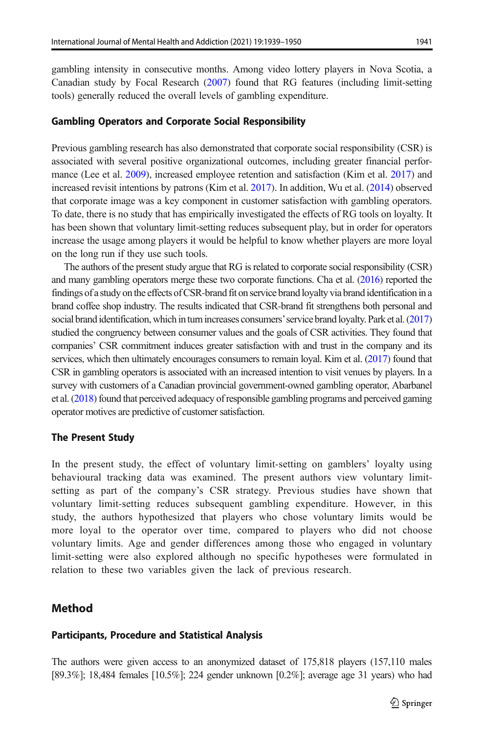gambling intensity in consecutive months. Among video lottery players in Nova Scotia, a Canadian study by Focal Research (2007) found that RG features (including limit-setting tools) generally reduced the overall levels of gambling expenditure.

### Gambling Operators and Corporate Social Responsibility

Previous gambling research has also demonstrated that corporate social responsibility (CSR) is associated with several positive organizational outcomes, including greater financial performance (Lee et al. 2009), increased employee retention and satisfaction (Kim et al. 2017) and increased revisit intentions by patrons (Kim et al. 2017). In addition, Wu et al. (2014) observed that corporate image was a key component in customer satisfaction with gambling operators. To date, there is no study that has empirically investigated the effects of RG tools on loyalty. It has been shown that voluntary limit-setting reduces subsequent play, but in order for operators increase the usage among players it would be helpful to know whether players are more loyal on the long run if they use such tools.

The authors of the present study argue that RG is related to corporate social responsibility (CSR) and many gambling operators merge these two corporate functions. Cha et al. (2016) reported the findings of a study on the effects of CSR-brand fit on service brand loyalty via brand identification in a brand coffee shop industry. The results indicated that CSR-brand fit strengthens both personal and social brand identification, which in turn increases consumers' service brand loyalty. Park et al. (2017) studied the congruency between consumer values and the goals of CSR activities. They found that companies' CSR commitment induces greater satisfaction with and trust in the company and its services, which then ultimately encourages consumers to remain loyal. Kim et al. (2017) found that CSR in gambling operators is associated with an increased intention to visit venues by players. In a survey with customers of a Canadian provincial government-owned gambling operator, Abarbanel et al. (2018) found that perceived adequacy of responsible gambling programs and perceived gaming operator motives are predictive of customer satisfaction.

### The Present Study

In the present study, the effect of voluntary limit-setting on gamblers' loyalty using behavioural tracking data was examined. The present authors view voluntary limit-setting as part of the company's CSR strategy. Previous studies have shown that voluntary limit-setting reduces subsequent gambling expenditure. However, in this study, the authors hypothesized that players who chose voluntary limits would be more loyal to the operator over time, compared to players who did not choose voluntary limits. Age and gender differences among those who engaged in voluntary limit-setting were also explored although no specific hypotheses were formulated in relation to these two variables given the lack of previous research.

## Method

### Participants, Procedure and Statistical Analysis

The authors were given access to an anonymized dataset of 175,818 players (157,110 males [89.3%]; 18,484 females [10.5%]; 224 gender unknown [0.2%]; average age 31 years) who had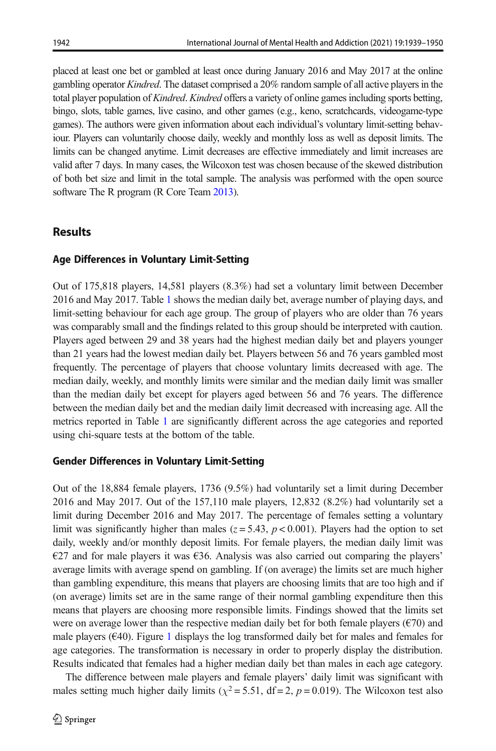placed at least one bet or gambled at least once during January 2016 and May 2017 at the online gambling operator *Kindred*. The dataset comprised a 20% random sample of all active players in the total player population of *Kindred*. *Kindred* offers a variety of online games including sports betting, bingo, slots, table games, live casino, and other games (e.g., keno, scratchcards, videogame-type games). The authors were given information about each individual's voluntary limit-setting behaviour. Players can voluntarily choose daily, weekly and monthly loss as well as deposit limits. The limits can be changed anytime. Limit decreases are effective immediately and limit increases are valid after 7 days. In many cases, the Wilcoxon test was chosen because of the skewed distribution of both bet size and limit in the total sample. The analysis was performed with the open source software The R program (R Core Team 2013).

## Results

### Age Differences in Voluntary Limit-Setting

Out of 175,818 players, 14,581 players (8.3%) had set a voluntary limit between December 2016 and May 2017. Table 1 shows the median daily bet, average number of playing days, and limit-setting behaviour for each age group. The group of players who are older than 76 years was comparably small and the findings related to this group should be interpreted with caution. Players aged between 29 and 38 years had the highest median daily bet and players younger than 21 years had the lowest median daily bet. Players between 56 and 76 years gambled most frequently. The percentage of players that choose voluntary limits decreased with age. The median daily, weekly, and monthly limits were similar and the median daily limit was smaller than the median daily bet except for players aged between 56 and 76 years. The difference between the median daily bet and the median daily limit decreased with increasing age. All the metrics reported in Table 1 are significantly different across the age categories and reported using chi-square tests at the bottom of the table.

### Gender Differences in Voluntary Limit-Setting

Out of the 18,884 female players, 1736 (9.5%) had voluntarily set a limit during December 2016 and May 2017. Out of the 157,110 male players, 12,832 (8.2%) had voluntarily set a limit during December 2016 and May 2017. The percentage of females setting a voluntary limit was significantly higher than males ($z = 5.43$, $p < 0.001$). Players had the option to set daily, weekly and/or monthly deposit limits. For female players, the median daily limit was €27 and for male players it was €36. Analysis was also carried out comparing the players' average limits with average spend on gambling. If (on average) the limits set are much higher than gambling expenditure, this means that players are choosing limits that are too high and if (on average) limits set are in the same range of their normal gambling expenditure then this means that players are choosing more responsible limits. Findings showed that the limits set were on average lower than the respective median daily bet for both female players (€70) and male players (€40). Figure 1 displays the log transformed daily bet for males and females for age categories. The transformation is necessary in order to properly display the distribution. Results indicated that females had a higher median daily bet than males in each age category.

The difference between male players and female players' daily limit was significant with males setting much higher daily limits ($\chi^2 = 5.51$, df = 2, $p = 0.019$). The Wilcoxon test also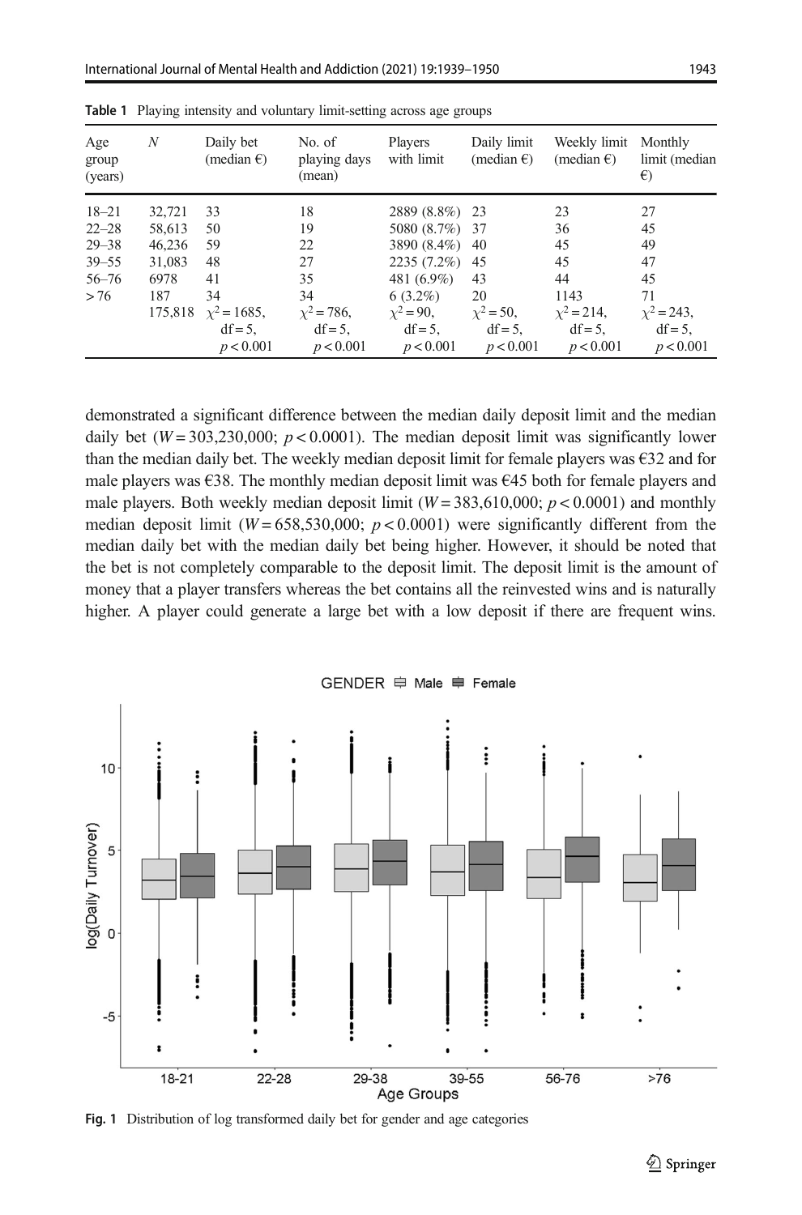**Table 1** Playing intensity and voluntary limit-setting across age groups

| Age group (years) | $N$ | Daily bet (median €) | No. of playing days (mean) | Players with limit | Daily limit (median €) | Weekly limit (median €) | Monthly limit (median €) |
|---|---|---|---|---|---|---|---|
| 18–21 | 32,721 | 33 | 18 | 2889 (8.8%) | 23 | 23 | 27 |
| 22–28 | 58,613 | 50 | 19 | 5080 (8.7%) | 37 | 36 | 45 |
| 29–38 | 46,236 | 59 | 22 | 3890 (8.4%) | 40 | 45 | 49 |
| 39–55 | 31,083 | 48 | 27 | 2235 (7.2%) | 45 | 45 | 47 |
| 56–76 | 6978 | 41 | 35 | 481 (6.9%) | 43 | 44 | 45 |
| > 76 | 187 | 34 | 34 | 6 (3.2%) | 20 | 1143 | 71 |
| | 175,818 | $\chi^2 = 1685$, df = 5, $p < 0.001$ | $\chi^2 = 786$, df = 5, $p < 0.001$ | $\chi^2 = 90$, df = 5, $p < 0.001$ | $\chi^2 = 50$, df = 5, $p < 0.001$ | $\chi^2 = 214$, df = 5, $p < 0.001$ | $\chi^2 = 243$, df = 5, $p < 0.001$ |

demonstrated a significant difference between the median daily deposit limit and the median daily bet ($W = 303{,}230{,}000$; $p < 0.0001$). The median deposit limit was significantly lower than the median daily bet. The weekly median deposit limit for female players was €32 and for male players was €38. The monthly median deposit limit was €45 both for female players and male players. Both weekly median deposit limit ($W = 383{,}610{,}000$; $p < 0.0001$) and monthly median deposit limit ($W = 658{,}530{,}000$; $p < 0.0001$) were significantly different from the median daily bet with the median daily bet being higher. However, it should be noted that the bet is not completely comparable to the deposit limit. The deposit limit is the amount of money that a player transfers whereas the bet contains all the reinvested wins and is naturally higher. A player could generate a large bet with a low deposit if there are frequent wins.

**Fig. 1** Distribution of log transformed daily bet for gender and age categories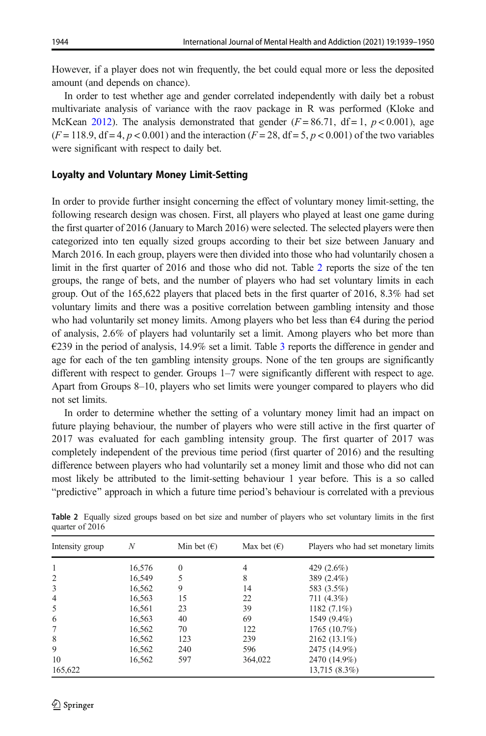However, if a player does not win frequently, the bet could equal more or less the deposited amount (and depends on chance).

In order to test whether age and gender correlated independently with daily bet a robust multivariate analysis of variance with the raov package in R was performed (Kloke and McKean 2012). The analysis demonstrated that gender ($F = 86.71$, df = 1, $p < 0.001$), age ($F = 118.9$, df = 4, $p < 0.001$) and the interaction ($F = 28$, df = 5, $p < 0.001$) of the two variables were significant with respect to daily bet.

### Loyalty and Voluntary Money Limit-Setting

In order to provide further insight concerning the effect of voluntary money limit-setting, the following research design was chosen. First, all players who played at least one game during the first quarter of 2016 (January to March 2016) were selected. The selected players were then categorized into ten equally sized groups according to their bet size between January and March 2016. In each group, players were then divided into those who had voluntarily chosen a limit in the first quarter of 2016 and those who did not. Table 2 reports the size of the ten groups, the range of bets, and the number of players who had set voluntary limits in each group. Out of the 165,622 players that placed bets in the first quarter of 2016, 8.3% had set voluntary limits and there was a positive correlation between gambling intensity and those who had voluntarily set money limits. Among players who bet less than €4 during the period of analysis, 2.6% of players had voluntarily set a limit. Among players who bet more than €239 in the period of analysis, 14.9% set a limit. Table 3 reports the difference in gender and age for each of the ten gambling intensity groups. None of the ten groups are significantly different with respect to gender. Groups 1–7 were significantly different with respect to age. Apart from Groups 8–10, players who set limits were younger compared to players who did not set limits.

In order to determine whether the setting of a voluntary money limit had an impact on future playing behaviour, the number of players who were still active in the first quarter of 2017 was evaluated for each gambling intensity group. The first quarter of 2017 was completely independent of the previous time period (first quarter of 2016) and the resulting difference between players who had voluntarily set a money limit and those who did not can most likely be attributed to the limit-setting behaviour 1 year before. This is a so called "predictive" approach in which a future time period's behaviour is correlated with a previous

**Table 2** Equally sized groups based on bet size and number of players who set voluntary limits in the first quarter of 2016

| Intensity group | N | Min bet (€) | Max bet (€) | Players who had set monetary limits |
|---|---|---|---|---|
| 1 | 16,576 | 0 | 4 | 429 (2.6%) |
| 2 | 16,549 | 5 | 8 | 389 (2.4%) |
| 3 | 16,562 | 9 | 14 | 583 (3.5%) |
| 4 | 16,563 | 15 | 22 | 711 (4.3%) |
| 5 | 16,561 | 23 | 39 | 1182 (7.1%) |
| 6 | 16,563 | 40 | 69 | 1549 (9.4%) |
| 7 | 16,562 | 70 | 122 | 1765 (10.7%) |
| 8 | 16,562 | 123 | 239 | 2162 (13.1%) |
| 9 | 16,562 | 240 | 596 | 2475 (14.9%) |
| 10 | 16,562 | 597 | 364,022 | 2470 (14.9%) |
| 165,622 | | | | 13,715 (8.3%) |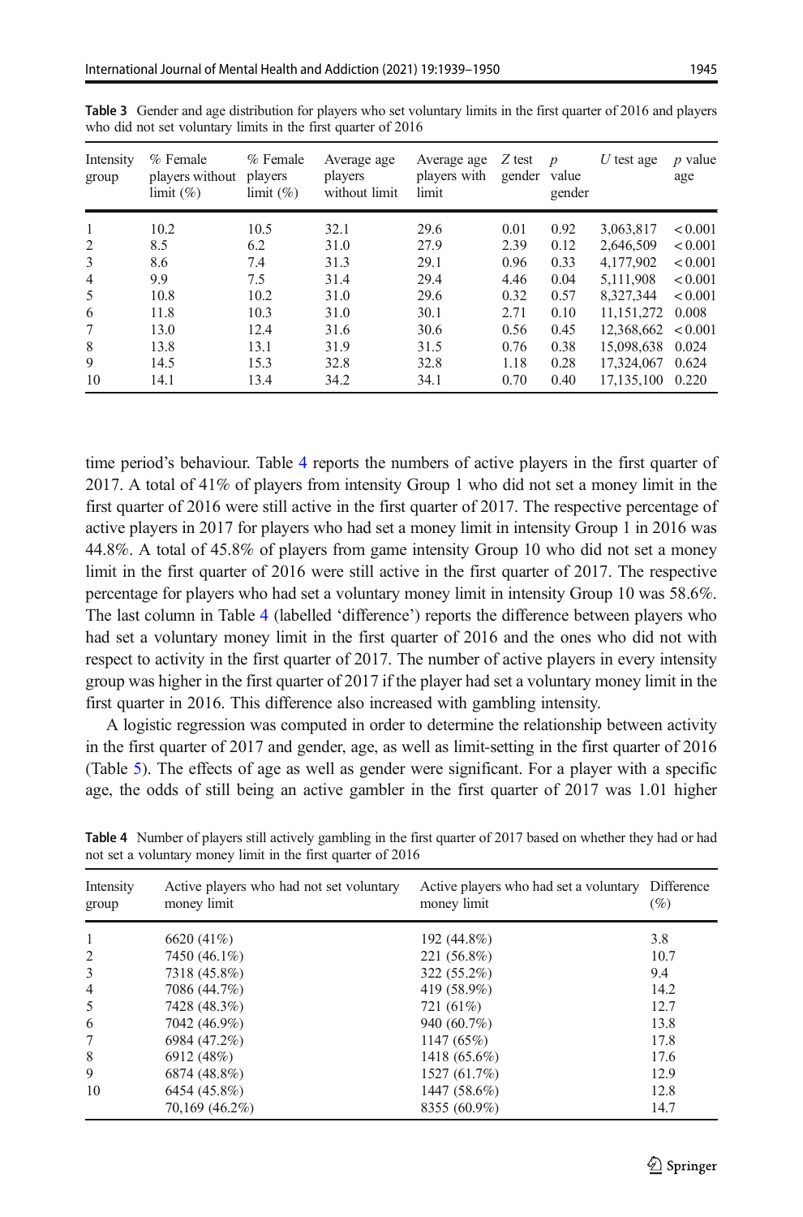**Table 3** Gender and age distribution for players who set voluntary limits in the first quarter of 2016 and players who did not set voluntary limits in the first quarter of 2016

| Intensity group | % Female players without limit (%) | % Female players limit (%) | Average age players without limit | Average age players with limit | Z test gender | p value gender | U test age | p value age |
|---|---|---|---|---|---|---|---|---|
| 1 | 10.2 | 10.5 | 32.1 | 29.6 | 0.01 | 0.92 | 3,063,817 | < 0.001 |
| 2 | 8.5 | 6.2 | 31.0 | 27.9 | 2.39 | 0.12 | 2,646,509 | < 0.001 |
| 3 | 8.6 | 7.4 | 31.3 | 29.1 | 0.96 | 0.33 | 4,177,902 | < 0.001 |
| 4 | 9.9 | 7.5 | 31.4 | 29.4 | 4.46 | 0.04 | 5,111,908 | < 0.001 |
| 5 | 10.8 | 10.2 | 31.0 | 29.6 | 0.32 | 0.57 | 8,327,344 | < 0.001 |
| 6 | 11.8 | 10.3 | 31.0 | 30.1 | 2.71 | 0.10 | 11,151,272 | 0.008 |
| 7 | 13.0 | 12.4 | 31.6 | 30.6 | 0.56 | 0.45 | 12,368,662 | < 0.001 |
| 8 | 13.8 | 13.1 | 31.9 | 31.5 | 0.76 | 0.38 | 15,098,638 | 0.024 |
| 9 | 14.5 | 15.3 | 32.8 | 32.8 | 1.18 | 0.28 | 17,324,067 | 0.624 |
| 10 | 14.1 | 13.4 | 34.2 | 34.1 | 0.70 | 0.40 | 17,135,100 | 0.220 |

time period's behaviour. Table 4 reports the numbers of active players in the first quarter of 2017. A total of 41% of players from intensity Group 1 who did not set a money limit in the first quarter of 2016 were still active in the first quarter of 2017. The respective percentage of active players in 2017 for players who had set a money limit in intensity Group 1 in 2016 was 44.8%. A total of 45.8% of players from game intensity Group 10 who did not set a money limit in the first quarter of 2016 were still active in the first quarter of 2017. The respective percentage for players who had set a voluntary money limit in intensity Group 10 was 58.6%. The last column in Table 4 (labelled 'difference') reports the difference between players who had set a voluntary money limit in the first quarter of 2016 and the ones who did not with respect to activity in the first quarter of 2017. The number of active players in every intensity group was higher in the first quarter of 2017 if the player had set a voluntary money limit in the first quarter in 2016. This difference also increased with gambling intensity.

A logistic regression was computed in order to determine the relationship between activity in the first quarter of 2017 and gender, age, as well as limit-setting in the first quarter of 2016 (Table 5). The effects of age as well as gender were significant. For a player with a specific age, the odds of still being an active gambler in the first quarter of 2017 was 1.01 higher

**Table 4** Number of players still actively gambling in the first quarter of 2017 based on whether they had or had not set a voluntary money limit in the first quarter of 2016

| Intensity group | Active players who had not set voluntary money limit | Active players who had set a voluntary money limit | Difference (%) |
|---|---|---|---|
| 1 | 6620 (41%) | 192 (44.8%) | 3.8 |
| 2 | 7450 (46.1%) | 221 (56.8%) | 10.7 |
| 3 | 7318 (45.8%) | 322 (55.2%) | 9.4 |
| 4 | 7086 (44.7%) | 419 (58.9%) | 14.2 |
| 5 | 7428 (48.3%) | 721 (61%) | 12.7 |
| 6 | 7042 (46.9%) | 940 (60.7%) | 13.8 |
| 7 | 6984 (47.2%) | 1147 (65%) | 17.8 |
| 8 | 6912 (48%) | 1418 (65.6%) | 17.6 |
| 9 | 6874 (48.8%) | 1527 (61.7%) | 12.9 |
| 10 | 6454 (45.8%) | 1447 (58.6%) | 12.8 |
| | 70,169 (46.2%) | 8355 (60.9%) | 14.7 |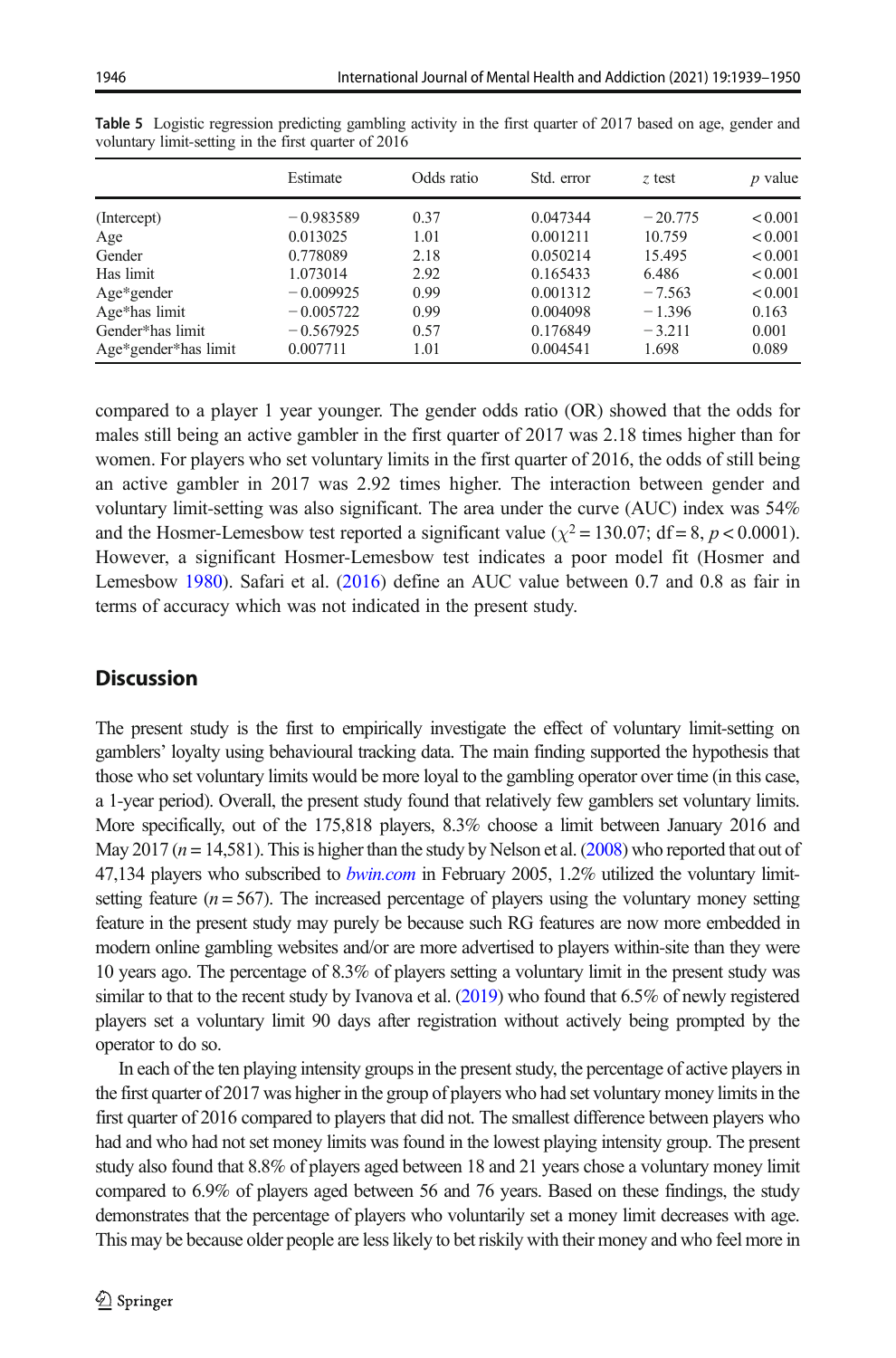Table 5 Logistic regression predicting gambling activity in the first quarter of 2017 based on age, gender and voluntary limit-setting in the first quarter of 2016

| | Estimate | Odds ratio | Std. error | *z* test | *p* value |
|---|---|---|---|---|---|
| (Intercept) | −0.983589 | 0.37 | 0.047344 | −20.775 | < 0.001 |
| Age | 0.013025 | 1.01 | 0.001211 | 10.759 | < 0.001 |
| Gender | 0.778089 | 2.18 | 0.050214 | 15.495 | < 0.001 |
| Has limit | 1.073014 | 2.92 | 0.165433 | 6.486 | < 0.001 |
| Age*gender | −0.009925 | 0.99 | 0.001312 | −7.563 | < 0.001 |
| Age*has limit | −0.005722 | 0.99 | 0.004098 | −1.396 | 0.163 |
| Gender*has limit | −0.567925 | 0.57 | 0.176849 | −3.211 | 0.001 |
| Age*gender*has limit | 0.007711 | 1.01 | 0.004541 | 1.698 | 0.089 |

compared to a player 1 year younger. The gender odds ratio (OR) showed that the odds for males still being an active gambler in the first quarter of 2017 was 2.18 times higher than for women. For players who set voluntary limits in the first quarter of 2016, the odds of still being an active gambler in 2017 was 2.92 times higher. The interaction between gender and voluntary limit-setting was also significant. The area under the curve (AUC) index was 54% and the Hosmer-Lemesbow test reported a significant value ($\chi^2 = 130.07$; df = 8, $p < 0.0001$). However, a significant Hosmer-Lemesbow test indicates a poor model fit (Hosmer and Lemesbow 1980). Safari et al. (2016) define an AUC value between 0.7 and 0.8 as fair in terms of accuracy which was not indicated in the present study.

## Discussion

The present study is the first to empirically investigate the effect of voluntary limit-setting on gamblers' loyalty using behavioural tracking data. The main finding supported the hypothesis that those who set voluntary limits would be more loyal to the gambling operator over time (in this case, a 1-year period). Overall, the present study found that relatively few gamblers set voluntary limits. More specifically, out of the 175,818 players, 8.3% choose a limit between January 2016 and May 2017 ($n = 14{,}581$). This is higher than the study by Nelson et al. (2008) who reported that out of 47,134 players who subscribed to *bwin.com* in February 2005, 1.2% utilized the voluntary limit-setting feature ($n = 567$). The increased percentage of players using the voluntary money setting feature in the present study may purely be because such RG features are now more embedded in modern online gambling websites and/or are more advertised to players within-site than they were 10 years ago. The percentage of 8.3% of players setting a voluntary limit in the present study was similar to that to the recent study by Ivanova et al. (2019) who found that 6.5% of newly registered players set a voluntary limit 90 days after registration without actively being prompted by the operator to do so.

In each of the ten playing intensity groups in the present study, the percentage of active players in the first quarter of 2017 was higher in the group of players who had set voluntary money limits in the first quarter of 2016 compared to players that did not. The smallest difference between players who had and who had not set money limits was found in the lowest playing intensity group. The present study also found that 8.8% of players aged between 18 and 21 years chose a voluntary money limit compared to 6.9% of players aged between 56 and 76 years. Based on these findings, the study demonstrates that the percentage of players who voluntarily set a money limit decreases with age. This may be because older people are less likely to bet riskily with their money and who feel more in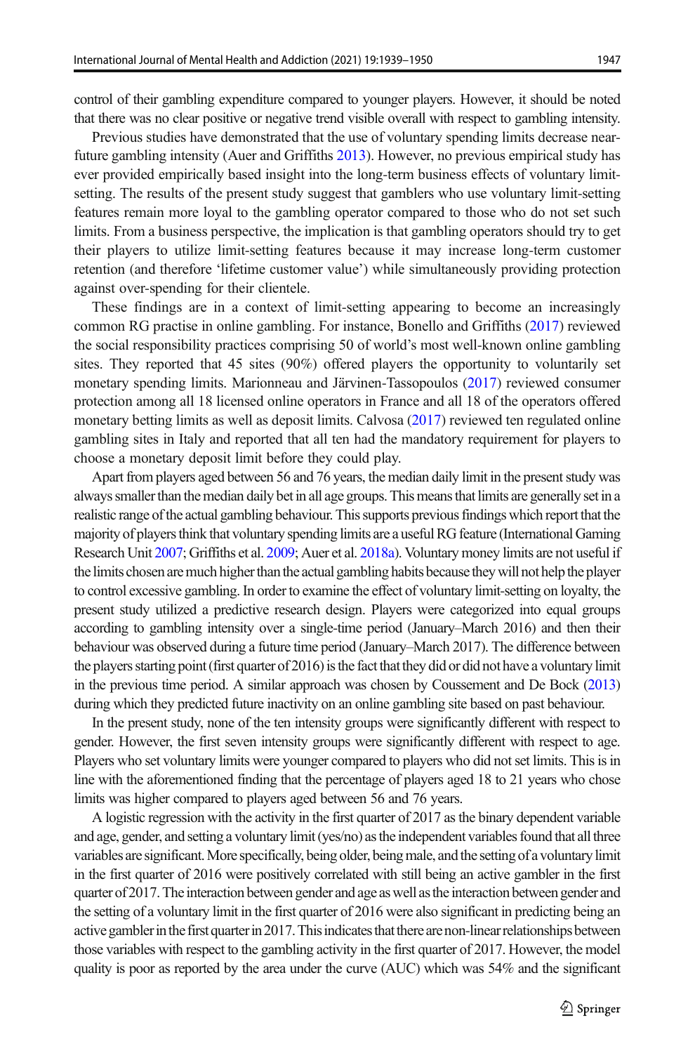control of their gambling expenditure compared to younger players. However, it should be noted that there was no clear positive or negative trend visible overall with respect to gambling intensity.

Previous studies have demonstrated that the use of voluntary spending limits decrease near-future gambling intensity (Auer and Griffiths 2013). However, no previous empirical study has ever provided empirically based insight into the long-term business effects of voluntary limit-setting. The results of the present study suggest that gamblers who use voluntary limit-setting features remain more loyal to the gambling operator compared to those who do not set such limits. From a business perspective, the implication is that gambling operators should try to get their players to utilize limit-setting features because it may increase long-term customer retention (and therefore 'lifetime customer value') while simultaneously providing protection against over-spending for their clientele.

These findings are in a context of limit-setting appearing to become an increasingly common RG practise in online gambling. For instance, Bonello and Griffiths (2017) reviewed the social responsibility practices comprising 50 of world's most well-known online gambling sites. They reported that 45 sites (90%) offered players the opportunity to voluntarily set monetary spending limits. Marionneau and Järvinen-Tassopoulos (2017) reviewed consumer protection among all 18 licensed online operators in France and all 18 of the operators offered monetary betting limits as well as deposit limits. Calvosa (2017) reviewed ten regulated online gambling sites in Italy and reported that all ten had the mandatory requirement for players to choose a monetary deposit limit before they could play.

Apart from players aged between 56 and 76 years, the median daily limit in the present study was always smaller than the median daily bet in all age groups. This means that limits are generally set in a realistic range of the actual gambling behaviour. This supports previous findings which report that the majority of players think that voluntary spending limits are a useful RG feature (International Gaming Research Unit 2007; Griffiths et al. 2009; Auer et al. 2018a). Voluntary money limits are not useful if the limits chosen are much higher than the actual gambling habits because they will not help the player to control excessive gambling. In order to examine the effect of voluntary limit-setting on loyalty, the present study utilized a predictive research design. Players were categorized into equal groups according to gambling intensity over a single-time period (January–March 2016) and then their behaviour was observed during a future time period (January–March 2017). The difference between the players starting point (first quarter of 2016) is the fact that they did or did not have a voluntary limit in the previous time period. A similar approach was chosen by Coussement and De Bock (2013) during which they predicted future inactivity on an online gambling site based on past behaviour.

In the present study, none of the ten intensity groups were significantly different with respect to gender. However, the first seven intensity groups were significantly different with respect to age. Players who set voluntary limits were younger compared to players who did not set limits. This is in line with the aforementioned finding that the percentage of players aged 18 to 21 years who chose limits was higher compared to players aged between 56 and 76 years.

A logistic regression with the activity in the first quarter of 2017 as the binary dependent variable and age, gender, and setting a voluntary limit (yes/no) as the independent variables found that all three variables are significant. More specifically, being older, being male, and the setting of a voluntary limit in the first quarter of 2016 were positively correlated with still being an active gambler in the first quarter of 2017. The interaction between gender and age as well as the interaction between gender and the setting of a voluntary limit in the first quarter of 2016 were also significant in predicting being an active gambler in the first quarter in 2017. This indicates that there are non-linear relationships between those variables with respect to the gambling activity in the first quarter of 2017. However, the model quality is poor as reported by the area under the curve (AUC) which was 54% and the significant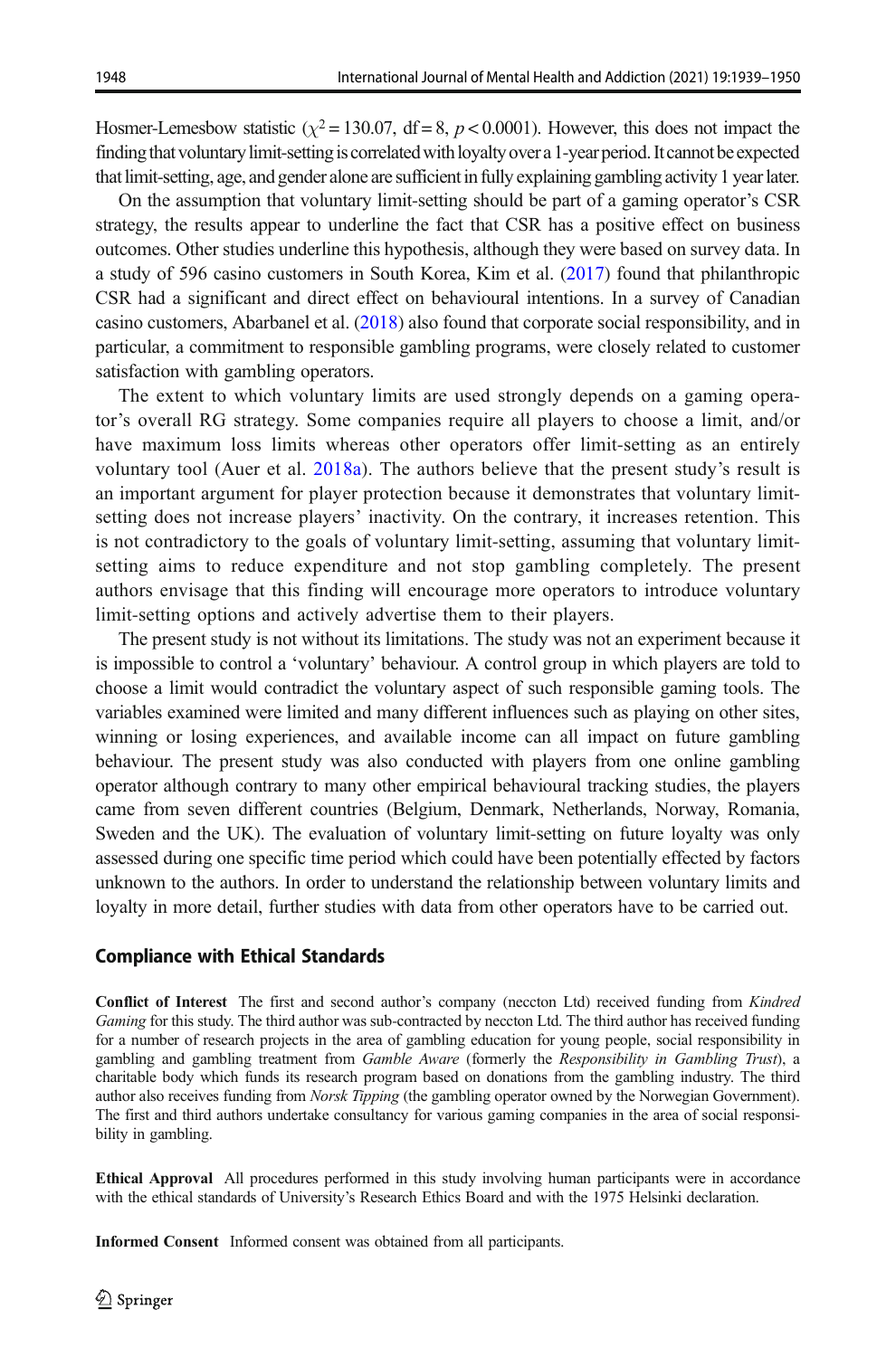Hosmer-Lemesbow statistic ($\chi^2 = 130.07$, df = 8, $p < 0.0001$). However, this does not impact the finding that voluntary limit-setting is correlated with loyalty over a 1-year period. It cannot be expected that limit-setting, age, and gender alone are sufficient in fully explaining gambling activity 1 year later.

On the assumption that voluntary limit-setting should be part of a gaming operator's CSR strategy, the results appear to underline the fact that CSR has a positive effect on business outcomes. Other studies underline this hypothesis, although they were based on survey data. In a study of 596 casino customers in South Korea, Kim et al. (2017) found that philanthropic CSR had a significant and direct effect on behavioural intentions. In a survey of Canadian casino customers, Abarbanel et al. (2018) also found that corporate social responsibility, and in particular, a commitment to responsible gambling programs, were closely related to customer satisfaction with gambling operators.

The extent to which voluntary limits are used strongly depends on a gaming operator's overall RG strategy. Some companies require all players to choose a limit, and/or have maximum loss limits whereas other operators offer limit-setting as an entirely voluntary tool (Auer et al. 2018a). The authors believe that the present study's result is an important argument for player protection because it demonstrates that voluntary limit-setting does not increase players' inactivity. On the contrary, it increases retention. This is not contradictory to the goals of voluntary limit-setting, assuming that voluntary limit-setting aims to reduce expenditure and not stop gambling completely. The present authors envisage that this finding will encourage more operators to introduce voluntary limit-setting options and actively advertise them to their players.

The present study is not without its limitations. The study was not an experiment because it is impossible to control a 'voluntary' behaviour. A control group in which players are told to choose a limit would contradict the voluntary aspect of such responsible gaming tools. The variables examined were limited and many different influences such as playing on other sites, winning or losing experiences, and available income can all impact on future gambling behaviour. The present study was also conducted with players from one online gambling operator although contrary to many other empirical behavioural tracking studies, the players came from seven different countries (Belgium, Denmark, Netherlands, Norway, Romania, Sweden and the UK). The evaluation of voluntary limit-setting on future loyalty was only assessed during one specific time period which could have been potentially effected by factors unknown to the authors. In order to understand the relationship between voluntary limits and loyalty in more detail, further studies with data from other operators have to be carried out.

## Compliance with Ethical Standards

**Conflict of Interest** The first and second author's company (neccton Ltd) received funding from *Kindred Gaming* for this study. The third author was sub-contracted by neccton Ltd. The third author has received funding for a number of research projects in the area of gambling education for young people, social responsibility in gambling and gambling treatment from *Gamble Aware* (formerly the *Responsibility in Gambling Trust*), a charitable body which funds its research program based on donations from the gambling industry. The third author also receives funding from *Norsk Tipping* (the gambling operator owned by the Norwegian Government). The first and third authors undertake consultancy for various gaming companies in the area of social responsibility in gambling.

**Ethical Approval** All procedures performed in this study involving human participants were in accordance with the ethical standards of University's Research Ethics Board and with the 1975 Helsinki declaration.

**Informed Consent** Informed consent was obtained from all participants.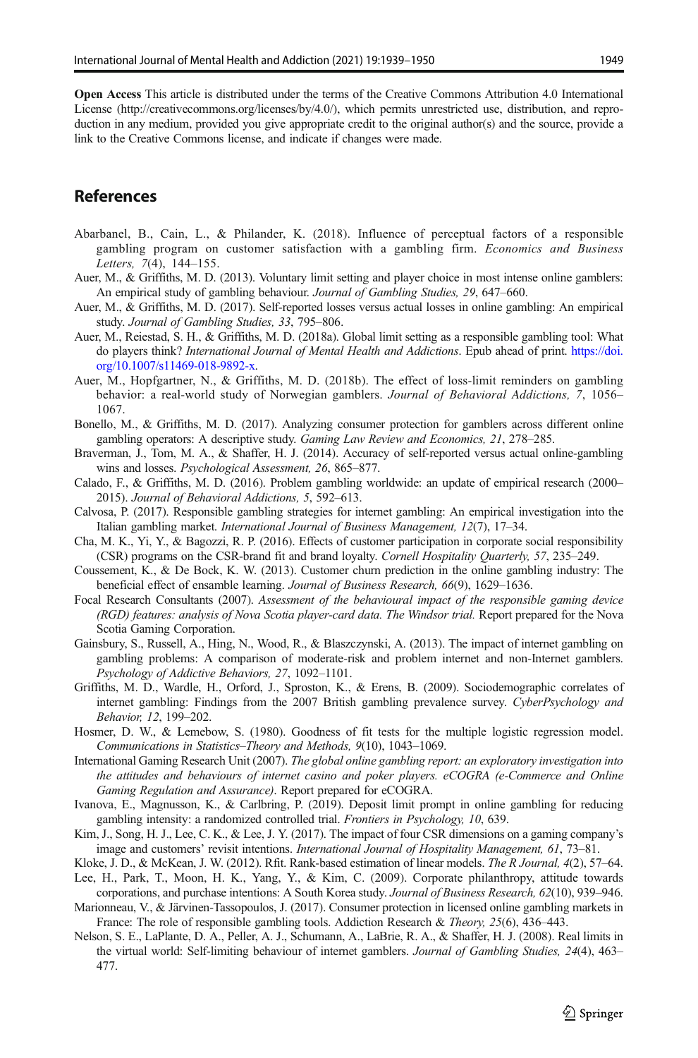**Open Access** This article is distributed under the terms of the Creative Commons Attribution 4.0 International License (http://creativecommons.org/licenses/by/4.0/), which permits unrestricted use, distribution, and reproduction in any medium, provided you give appropriate credit to the original author(s) and the source, provide a link to the Creative Commons license, and indicate if changes were made.

## References

Abarbanel, B., Cain, L., & Philander, K. (2018). Influence of perceptual factors of a responsible gambling program on customer satisfaction with a gambling firm. *Economics and Business Letters, 7*(4), 144–155.

Auer, M., & Griffiths, M. D. (2013). Voluntary limit setting and player choice in most intense online gamblers: An empirical study of gambling behaviour. *Journal of Gambling Studies, 29*, 647–660.

Auer, M., & Griffiths, M. D. (2017). Self-reported losses versus actual losses in online gambling: An empirical study. *Journal of Gambling Studies, 33*, 795–806.

Auer, M., Reiestad, S. H., & Griffiths, M. D. (2018a). Global limit setting as a responsible gambling tool: What do players think? *International Journal of Mental Health and Addictions*. Epub ahead of print. https://doi.org/10.1007/s11469-018-9892-x.

Auer, M., Hopfgartner, N., & Griffiths, M. D. (2018b). The effect of loss-limit reminders on gambling behavior: a real-world study of Norwegian gamblers. *Journal of Behavioral Addictions, 7*, 1056–1067.

Bonello, M., & Griffiths, M. D. (2017). Analyzing consumer protection for gamblers across different online gambling operators: A descriptive study. *Gaming Law Review and Economics, 21*, 278–285.

Braverman, J., Tom, M. A., & Shaffer, H. J. (2014). Accuracy of self-reported versus actual online-gambling wins and losses. *Psychological Assessment, 26*, 865–877.

Calado, F., & Griffiths, M. D. (2016). Problem gambling worldwide: an update of empirical research (2000–2015). *Journal of Behavioral Addictions, 5*, 592–613.

Calvosa, P. (2017). Responsible gambling strategies for internet gambling: An empirical investigation into the Italian gambling market. *International Journal of Business Management, 12*(7), 17–34.

Cha, M. K., Yi, Y., & Bagozzi, R. P. (2016). Effects of customer participation in corporate social responsibility (CSR) programs on the CSR-brand fit and brand loyalty. *Cornell Hospitality Quarterly, 57*, 235–249.

Coussement, K., & De Bock, K. W. (2013). Customer churn prediction in the online gambling industry: The beneficial effect of ensamble learning. *Journal of Business Research, 66*(9), 1629–1636.

Focal Research Consultants (2007). *Assessment of the behavioural impact of the responsible gaming device (RGD) features: analysis of Nova Scotia player-card data. The Windsor trial.* Report prepared for the Nova Scotia Gaming Corporation.

Gainsbury, S., Russell, A., Hing, N., Wood, R., & Blaszczynski, A. (2013). The impact of internet gambling on gambling problems: A comparison of moderate-risk and problem internet and non-Internet gamblers. *Psychology of Addictive Behaviors, 27*, 1092–1101.

Griffiths, M. D., Wardle, H., Orford, J., Sproston, K., & Erens, B. (2009). Sociodemographic correlates of internet gambling: Findings from the 2007 British gambling prevalence survey. *CyberPsychology and Behavior, 12*, 199–202.

Hosmer, D. W., & Lemebow, S. (1980). Goodness of fit tests for the multiple logistic regression model. *Communications in Statistics–Theory and Methods, 9*(10), 1043–1069.

International Gaming Research Unit (2007). *The global online gambling report: an exploratory investigation into the attitudes and behaviours of internet casino and poker players. eCOGRA (e-Commerce and Online Gaming Regulation and Assurance)*. Report prepared for eCOGRA.

Ivanova, E., Magnusson, K., & Carlbring, P. (2019). Deposit limit prompt in online gambling for reducing gambling intensity: a randomized controlled trial. *Frontiers in Psychology, 10*, 639.

Kim, J., Song, H. J., Lee, C. K., & Lee, J. Y. (2017). The impact of four CSR dimensions on a gaming company's image and customers' revisit intentions. *International Journal of Hospitality Management, 61*, 73–81.

Kloke, J. D., & McKean, J. W. (2012). Rfit. Rank-based estimation of linear models. *The R Journal, 4*(2), 57–64.

Lee, H., Park, T., Moon, H. K., Yang, Y., & Kim, C. (2009). Corporate philanthropy, attitude towards corporations, and purchase intentions: A South Korea study. *Journal of Business Research, 62*(10), 939–946.

Marionneau, V., & Järvinen-Tassopoulos, J. (2017). Consumer protection in licensed online gambling markets in France: The role of responsible gambling tools. Addiction Research & *Theory, 25*(6), 436–443.

Nelson, S. E., LaPlante, D. A., Peller, A. J., Schumann, A., LaBrie, R. A., & Shaffer, H. J. (2008). Real limits in the virtual world: Self-limiting behaviour of internet gamblers. *Journal of Gambling Studies, 24*(4), 463–477.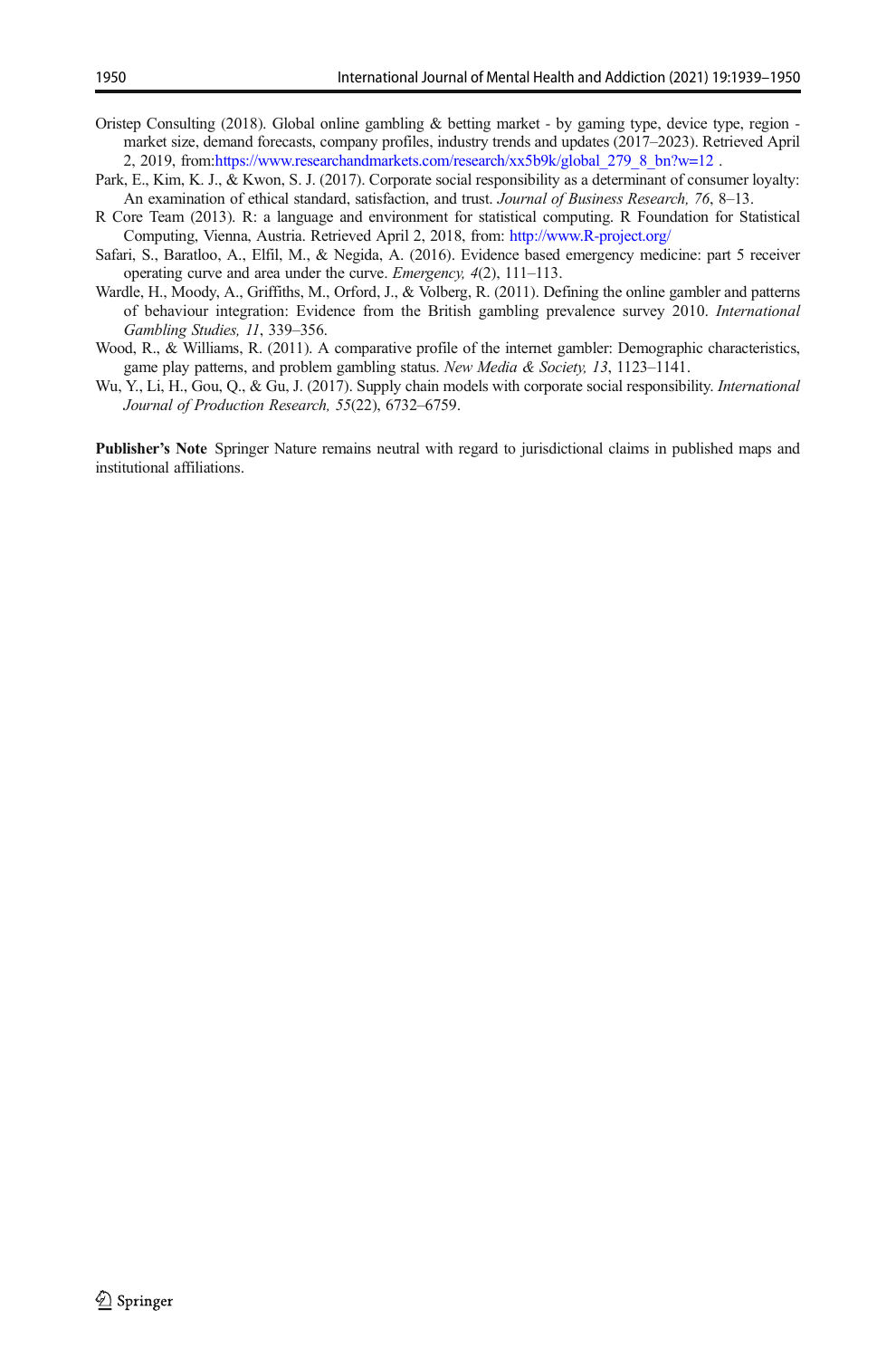Oristep Consulting (2018). Global online gambling & betting market - by gaming type, device type, region - market size, demand forecasts, company profiles, industry trends and updates (2017–2023). Retrieved April 2, 2019, from:https://www.researchandmarkets.com/research/xx5b9k/global_279_8_bn?w=12 .

Park, E., Kim, K. J., & Kwon, S. J. (2017). Corporate social responsibility as a determinant of consumer loyalty: An examination of ethical standard, satisfaction, and trust. *Journal of Business Research, 76*, 8–13.

R Core Team (2013). R: a language and environment for statistical computing. R Foundation for Statistical Computing, Vienna, Austria. Retrieved April 2, 2018, from: http://www.R-project.org/

Safari, S., Baratloo, A., Elfil, M., & Negida, A. (2016). Evidence based emergency medicine: part 5 receiver operating curve and area under the curve. *Emergency, 4*(2), 111–113.

Wardle, H., Moody, A., Griffiths, M., Orford, J., & Volberg, R. (2011). Defining the online gambler and patterns of behaviour integration: Evidence from the British gambling prevalence survey 2010. *International Gambling Studies, 11*, 339–356.

Wood, R., & Williams, R. (2011). A comparative profile of the internet gambler: Demographic characteristics, game play patterns, and problem gambling status. *New Media & Society, 13*, 1123–1141.

Wu, Y., Li, H., Gou, Q., & Gu, J. (2017). Supply chain models with corporate social responsibility. *International Journal of Production Research, 55*(22), 6732–6759.

**Publisher's Note** Springer Nature remains neutral with regard to jurisdictional claims in published maps and institutional affiliations.